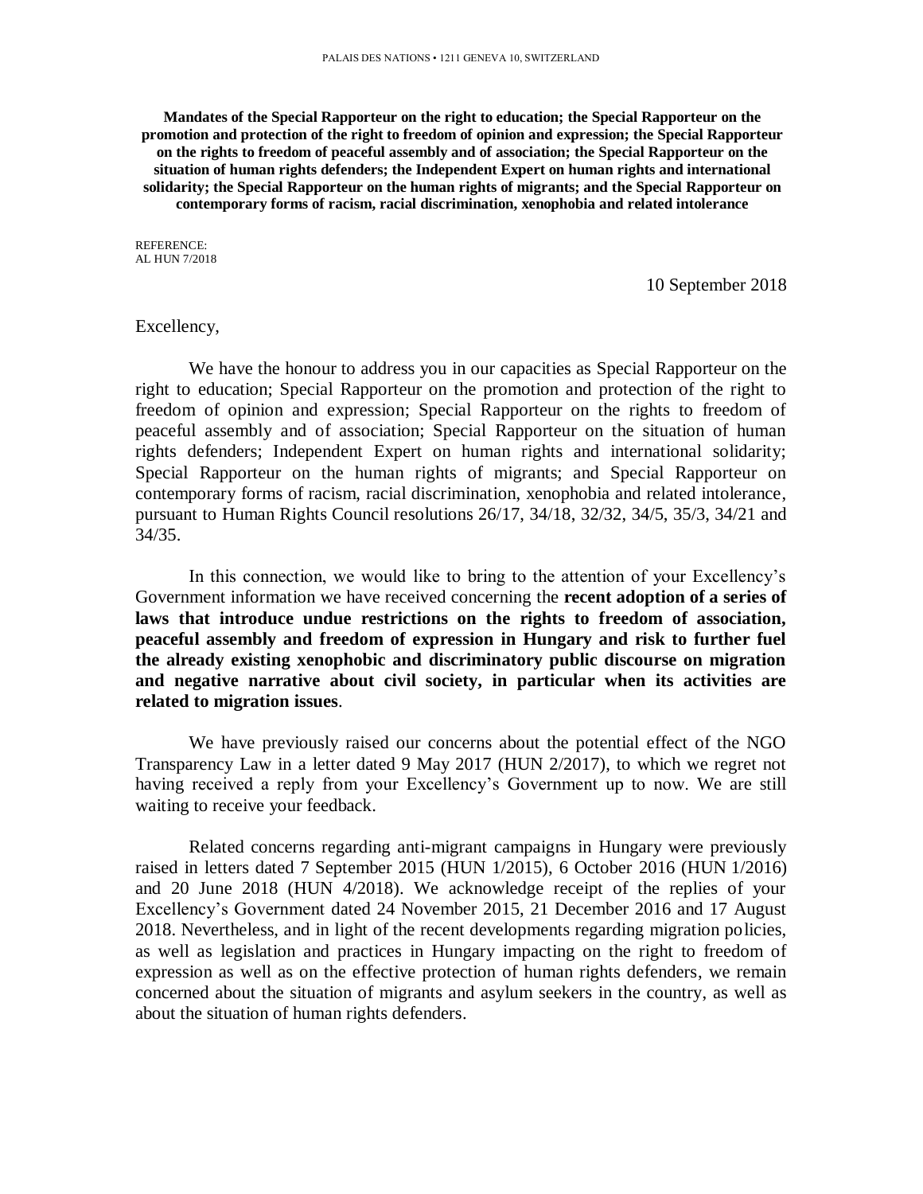**Mandates of the Special Rapporteur on the right to education; the Special Rapporteur on the promotion and protection of the right to freedom of opinion and expression; the Special Rapporteur on the rights to freedom of peaceful assembly and of association; the Special Rapporteur on the situation of human rights defenders; the Independent Expert on human rights and international solidarity; the Special Rapporteur on the human rights of migrants; and the Special Rapporteur on contemporary forms of racism, racial discrimination, xenophobia and related intolerance**

REFERENCE:
AL HUN 7/2018

10 September 2018

Excellency,

We have the honour to address you in our capacities as Special Rapporteur on the right to education; Special Rapporteur on the promotion and protection of the right to freedom of opinion and expression; Special Rapporteur on the rights to freedom of peaceful assembly and of association; Special Rapporteur on the situation of human rights defenders; Independent Expert on human rights and international solidarity; Special Rapporteur on the human rights of migrants; and Special Rapporteur on contemporary forms of racism, racial discrimination, xenophobia and related intolerance, pursuant to Human Rights Council resolutions 26/17, 34/18, 32/32, 34/5, 35/3, 34/21 and 34/35.

In this connection, we would like to bring to the attention of your Excellency's Government information we have received concerning the **recent adoption of a series of laws that introduce undue restrictions on the rights to freedom of association, peaceful assembly and freedom of expression in Hungary and risk to further fuel the already existing xenophobic and discriminatory public discourse on migration and negative narrative about civil society, in particular when its activities are related to migration issues**.

We have previously raised our concerns about the potential effect of the NGO Transparency Law in a letter dated 9 May 2017 (HUN 2/2017), to which we regret not having received a reply from your Excellency's Government up to now. We are still waiting to receive your feedback.

Related concerns regarding anti-migrant campaigns in Hungary were previously raised in letters dated 7 September 2015 (HUN 1/2015), 6 October 2016 (HUN 1/2016) and 20 June 2018 (HUN 4/2018). We acknowledge receipt of the replies of your Excellency's Government dated 24 November 2015, 21 December 2016 and 17 August 2018. Nevertheless, and in light of the recent developments regarding migration policies, as well as legislation and practices in Hungary impacting on the right to freedom of expression as well as on the effective protection of human rights defenders, we remain concerned about the situation of migrants and asylum seekers in the country, as well as about the situation of human rights defenders.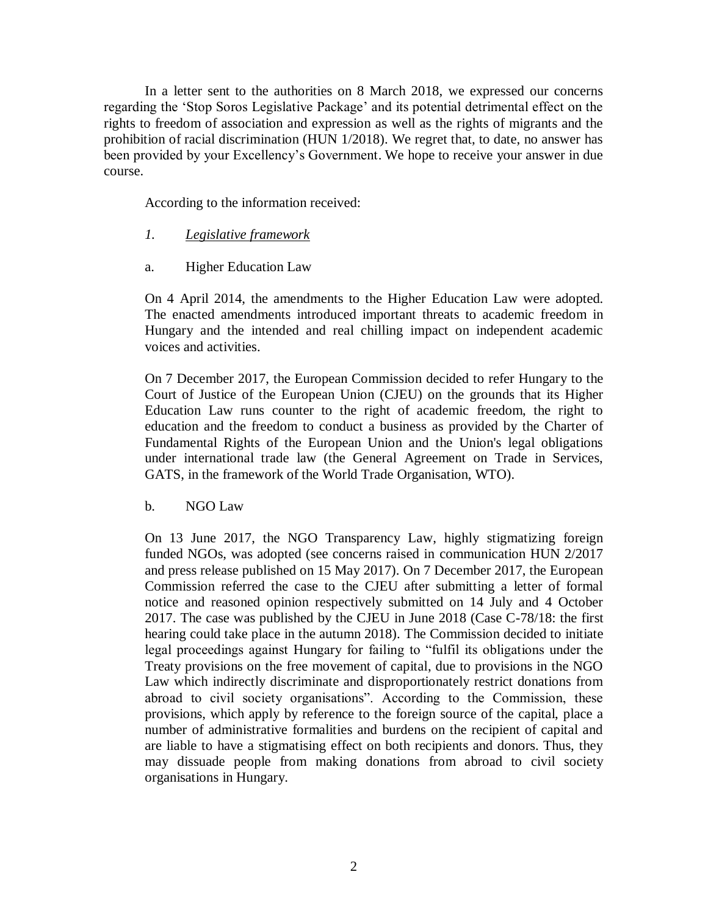In a letter sent to the authorities on 8 March 2018, we expressed our concerns regarding the 'Stop Soros Legislative Package' and its potential detrimental effect on the rights to freedom of association and expression as well as the rights of migrants and the prohibition of racial discrimination (HUN 1/2018). We regret that, to date, no answer has been provided by your Excellency's Government. We hope to receive your answer in due course.

According to the information received:

*1.* *Legislative framework*

a. Higher Education Law

On 4 April 2014, the amendments to the Higher Education Law were adopted. The enacted amendments introduced important threats to academic freedom in Hungary and the intended and real chilling impact on independent academic voices and activities.

On 7 December 2017, the European Commission decided to refer Hungary to the Court of Justice of the European Union (CJEU) on the grounds that its Higher Education Law runs counter to the right of academic freedom, the right to education and the freedom to conduct a business as provided by the Charter of Fundamental Rights of the European Union and the Union's legal obligations under international trade law (the General Agreement on Trade in Services, GATS, in the framework of the World Trade Organisation, WTO).

b. NGO Law

On 13 June 2017, the NGO Transparency Law, highly stigmatizing foreign funded NGOs, was adopted (see concerns raised in communication HUN 2/2017 and press release published on 15 May 2017). On 7 December 2017, the European Commission referred the case to the CJEU after submitting a letter of formal notice and reasoned opinion respectively submitted on 14 July and 4 October 2017. The case was published by the CJEU in June 2018 (Case C-78/18: the first hearing could take place in the autumn 2018). The Commission decided to initiate legal proceedings against Hungary for failing to "fulfil its obligations under the Treaty provisions on the free movement of capital, due to provisions in the NGO Law which indirectly discriminate and disproportionately restrict donations from abroad to civil society organisations". According to the Commission, these provisions, which apply by reference to the foreign source of the capital, place a number of administrative formalities and burdens on the recipient of capital and are liable to have a stigmatising effect on both recipients and donors. Thus, they may dissuade people from making donations from abroad to civil society organisations in Hungary.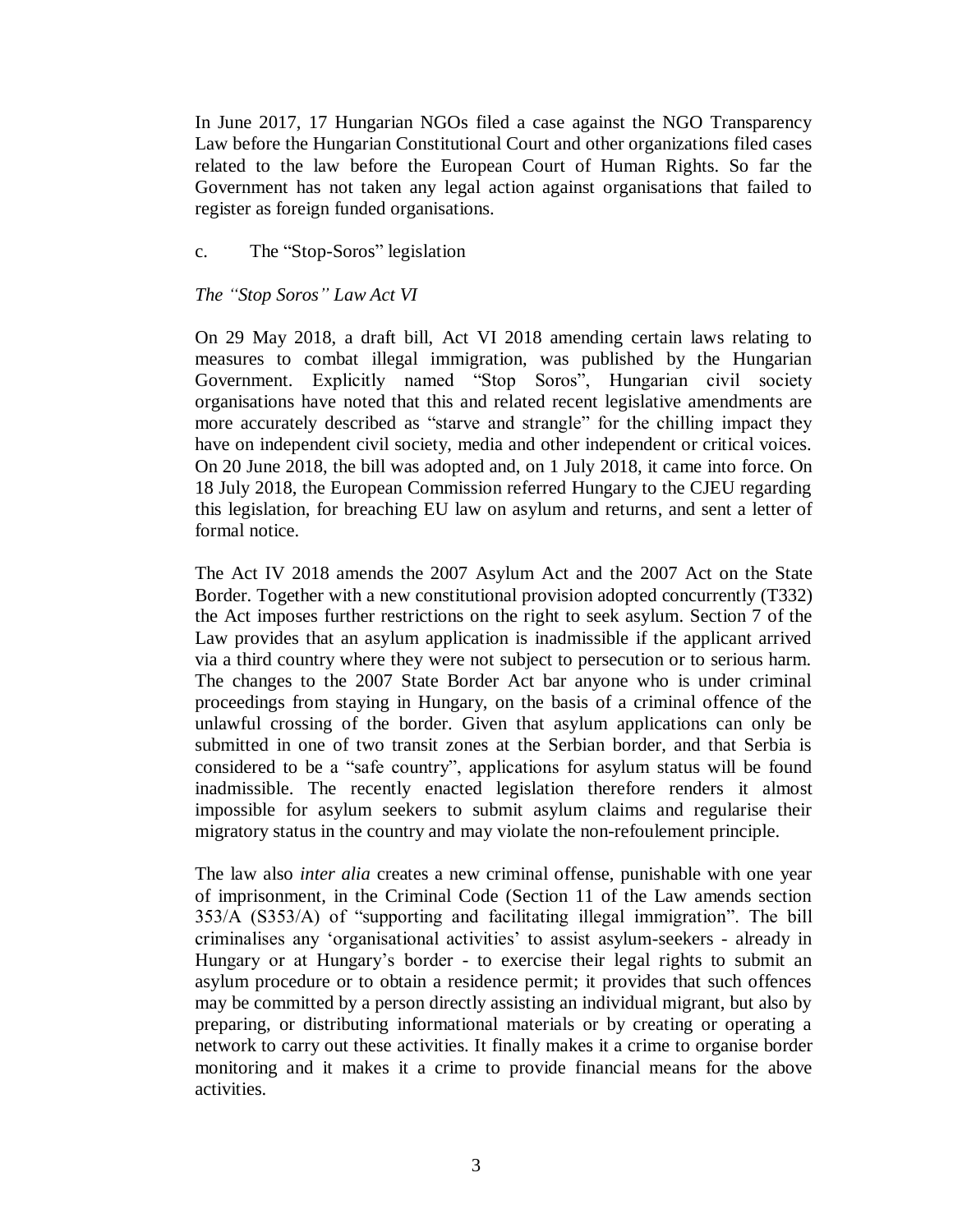In June 2017, 17 Hungarian NGOs filed a case against the NGO Transparency Law before the Hungarian Constitutional Court and other organizations filed cases related to the law before the European Court of Human Rights. So far the Government has not taken any legal action against organisations that failed to register as foreign funded organisations.

c. The "Stop-Soros" legislation

*The "Stop Soros" Law Act VI*

On 29 May 2018, a draft bill, Act VI 2018 amending certain laws relating to measures to combat illegal immigration, was published by the Hungarian Government. Explicitly named "Stop Soros", Hungarian civil society organisations have noted that this and related recent legislative amendments are more accurately described as "starve and strangle" for the chilling impact they have on independent civil society, media and other independent or critical voices. On 20 June 2018, the bill was adopted and, on 1 July 2018, it came into force. On 18 July 2018, the European Commission referred Hungary to the CJEU regarding this legislation, for breaching EU law on asylum and returns, and sent a letter of formal notice.

The Act IV 2018 amends the 2007 Asylum Act and the 2007 Act on the State Border. Together with a new constitutional provision adopted concurrently (T332) the Act imposes further restrictions on the right to seek asylum. Section 7 of the Law provides that an asylum application is inadmissible if the applicant arrived via a third country where they were not subject to persecution or to serious harm. The changes to the 2007 State Border Act bar anyone who is under criminal proceedings from staying in Hungary, on the basis of a criminal offence of the unlawful crossing of the border. Given that asylum applications can only be submitted in one of two transit zones at the Serbian border, and that Serbia is considered to be a "safe country", applications for asylum status will be found inadmissible. The recently enacted legislation therefore renders it almost impossible for asylum seekers to submit asylum claims and regularise their migratory status in the country and may violate the non-refoulement principle.

The law also *inter alia* creates a new criminal offense, punishable with one year of imprisonment, in the Criminal Code (Section 11 of the Law amends section 353/A (S353/A) of "supporting and facilitating illegal immigration". The bill criminalises any 'organisational activities' to assist asylum-seekers - already in Hungary or at Hungary's border - to exercise their legal rights to submit an asylum procedure or to obtain a residence permit; it provides that such offences may be committed by a person directly assisting an individual migrant, but also by preparing, or distributing informational materials or by creating or operating a network to carry out these activities. It finally makes it a crime to organise border monitoring and it makes it a crime to provide financial means for the above activities.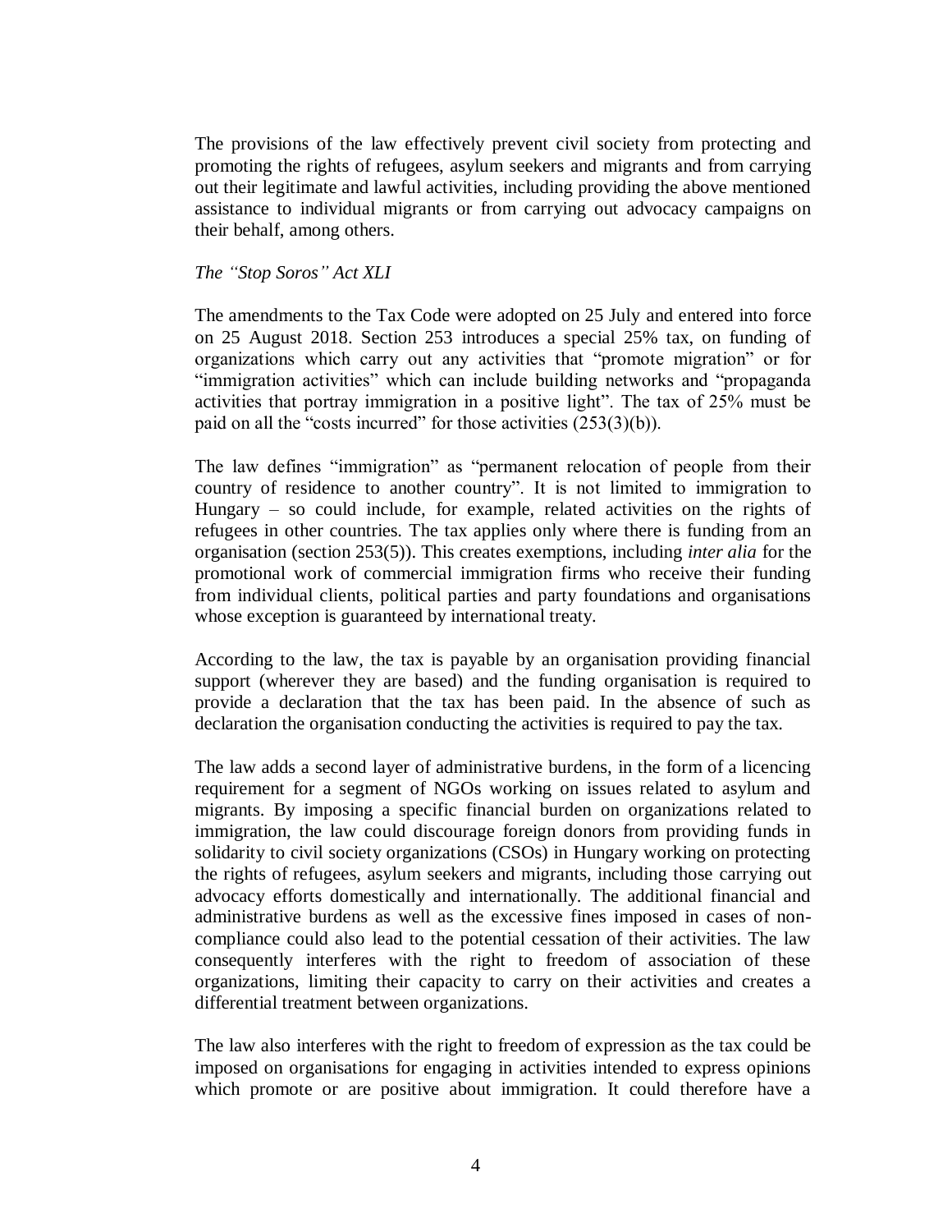The provisions of the law effectively prevent civil society from protecting and promoting the rights of refugees, asylum seekers and migrants and from carrying out their legitimate and lawful activities, including providing the above mentioned assistance to individual migrants or from carrying out advocacy campaigns on their behalf, among others.

*The "Stop Soros" Act XLI*

The amendments to the Tax Code were adopted on 25 July and entered into force on 25 August 2018. Section 253 introduces a special 25% tax, on funding of organizations which carry out any activities that "promote migration" or for "immigration activities" which can include building networks and "propaganda activities that portray immigration in a positive light". The tax of 25% must be paid on all the "costs incurred" for those activities (253(3)(b)).

The law defines "immigration" as "permanent relocation of people from their country of residence to another country". It is not limited to immigration to Hungary – so could include, for example, related activities on the rights of refugees in other countries. The tax applies only where there is funding from an organisation (section 253(5)). This creates exemptions, including *inter alia* for the promotional work of commercial immigration firms who receive their funding from individual clients, political parties and party foundations and organisations whose exception is guaranteed by international treaty.

According to the law, the tax is payable by an organisation providing financial support (wherever they are based) and the funding organisation is required to provide a declaration that the tax has been paid. In the absence of such as declaration the organisation conducting the activities is required to pay the tax.

The law adds a second layer of administrative burdens, in the form of a licencing requirement for a segment of NGOs working on issues related to asylum and migrants. By imposing a specific financial burden on organizations related to immigration, the law could discourage foreign donors from providing funds in solidarity to civil society organizations (CSOs) in Hungary working on protecting the rights of refugees, asylum seekers and migrants, including those carrying out advocacy efforts domestically and internationally. The additional financial and administrative burdens as well as the excessive fines imposed in cases of non-compliance could also lead to the potential cessation of their activities. The law consequently interferes with the right to freedom of association of these organizations, limiting their capacity to carry on their activities and creates a differential treatment between organizations.

The law also interferes with the right to freedom of expression as the tax could be imposed on organisations for engaging in activities intended to express opinions which promote or are positive about immigration. It could therefore have a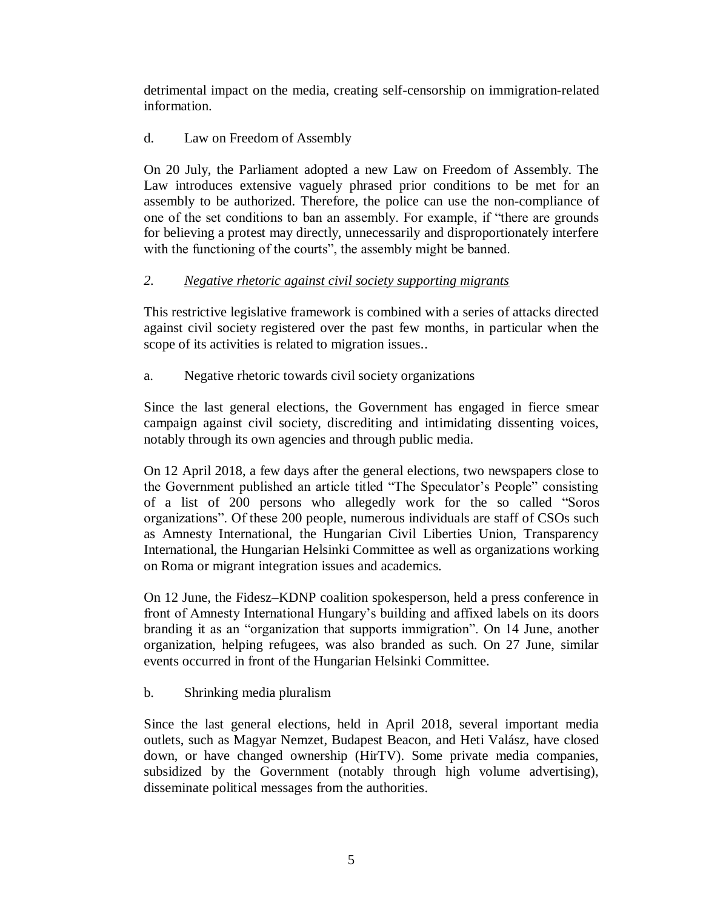detrimental impact on the media, creating self-censorship on immigration-related information.

d. Law on Freedom of Assembly

On 20 July, the Parliament adopted a new Law on Freedom of Assembly. The Law introduces extensive vaguely phrased prior conditions to be met for an assembly to be authorized. Therefore, the police can use the non-compliance of one of the set conditions to ban an assembly. For example, if "there are grounds for believing a protest may directly, unnecessarily and disproportionately interfere with the functioning of the courts", the assembly might be banned.

### *2. Negative rhetoric against civil society supporting migrants*

This restrictive legislative framework is combined with a series of attacks directed against civil society registered over the past few months, in particular when the scope of its activities is related to migration issues..

a. Negative rhetoric towards civil society organizations

Since the last general elections, the Government has engaged in fierce smear campaign against civil society, discrediting and intimidating dissenting voices, notably through its own agencies and through public media.

On 12 April 2018, a few days after the general elections, two newspapers close to the Government published an article titled "The Speculator's People" consisting of a list of 200 persons who allegedly work for the so called "Soros organizations". Of these 200 people, numerous individuals are staff of CSOs such as Amnesty International, the Hungarian Civil Liberties Union, Transparency International, the Hungarian Helsinki Committee as well as organizations working on Roma or migrant integration issues and academics.

On 12 June, the Fidesz–KDNP coalition spokesperson, held a press conference in front of Amnesty International Hungary's building and affixed labels on its doors branding it as an "organization that supports immigration". On 14 June, another organization, helping refugees, was also branded as such. On 27 June, similar events occurred in front of the Hungarian Helsinki Committee.

b. Shrinking media pluralism

Since the last general elections, held in April 2018, several important media outlets, such as Magyar Nemzet, Budapest Beacon, and Heti Válász, have closed down, or have changed ownership (HirTV). Some private media companies, subsidized by the Government (notably through high volume advertising), disseminate political messages from the authorities.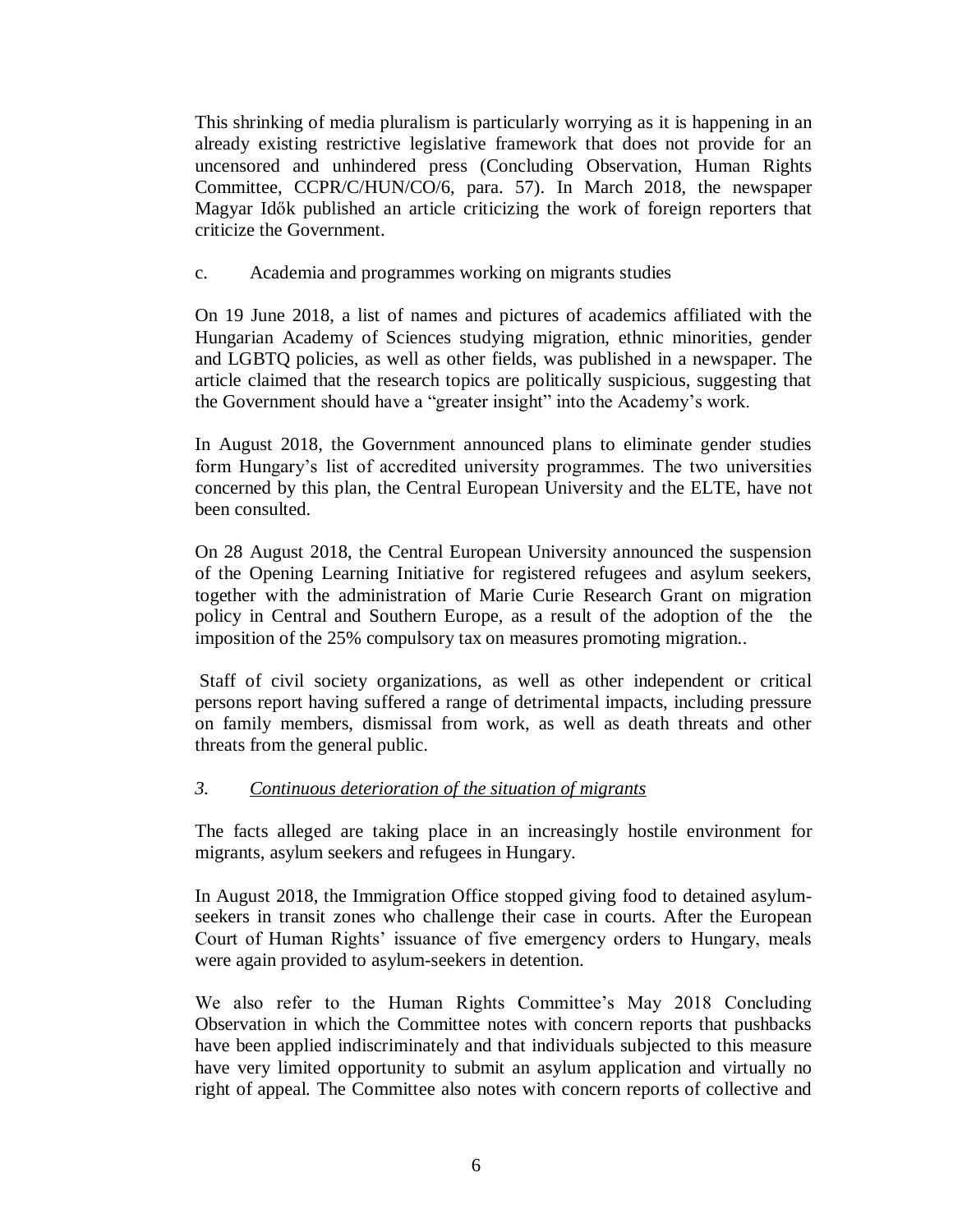This shrinking of media pluralism is particularly worrying as it is happening in an already existing restrictive legislative framework that does not provide for an uncensored and unhindered press (Concluding Observation, Human Rights Committee, CCPR/C/HUN/CO/6, para. 57). In March 2018, the newspaper Magyar Idők published an article criticizing the work of foreign reporters that criticize the Government.

c. Academia and programmes working on migrants studies

On 19 June 2018, a list of names and pictures of academics affiliated with the Hungarian Academy of Sciences studying migration, ethnic minorities, gender and LGBTQ policies, as well as other fields, was published in a newspaper. The article claimed that the research topics are politically suspicious, suggesting that the Government should have a "greater insight" into the Academy's work.

In August 2018, the Government announced plans to eliminate gender studies form Hungary's list of accredited university programmes. The two universities concerned by this plan, the Central European University and the ELTE, have not been consulted.

On 28 August 2018, the Central European University announced the suspension of the Opening Learning Initiative for registered refugees and asylum seekers, together with the administration of Marie Curie Research Grant on migration policy in Central and Southern Europe, as a result of the adoption of the the imposition of the 25% compulsory tax on measures promoting migration..

Staff of civil society organizations, as well as other independent or critical persons report having suffered a range of detrimental impacts, including pressure on family members, dismissal from work, as well as death threats and other threats from the general public.

*3. <u>Continuous deterioration of the situation of migrants</u>*

The facts alleged are taking place in an increasingly hostile environment for migrants, asylum seekers and refugees in Hungary.

In August 2018, the Immigration Office stopped giving food to detained asylum-seekers in transit zones who challenge their case in courts. After the European Court of Human Rights' issuance of five emergency orders to Hungary, meals were again provided to asylum-seekers in detention.

We also refer to the Human Rights Committee's May 2018 Concluding Observation in which the Committee notes with concern reports that pushbacks have been applied indiscriminately and that individuals subjected to this measure have very limited opportunity to submit an asylum application and virtually no right of appeal. The Committee also notes with concern reports of collective and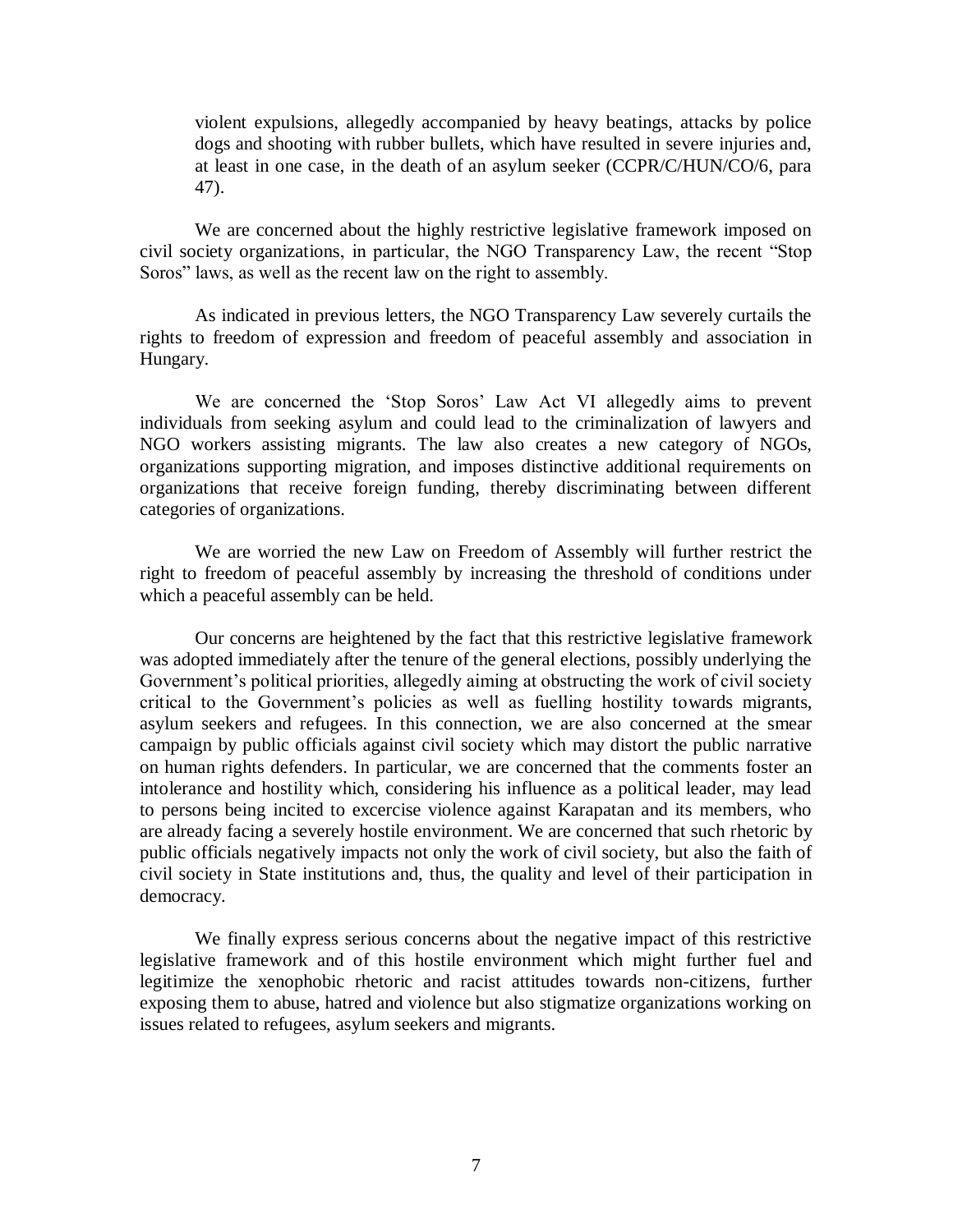violent expulsions, allegedly accompanied by heavy beatings, attacks by police dogs and shooting with rubber bullets, which have resulted in severe injuries and, at least in one case, in the death of an asylum seeker (CCPR/C/HUN/CO/6, para 47).

We are concerned about the highly restrictive legislative framework imposed on civil society organizations, in particular, the NGO Transparency Law, the recent "Stop Soros" laws, as well as the recent law on the right to assembly.

As indicated in previous letters, the NGO Transparency Law severely curtails the rights to freedom of expression and freedom of peaceful assembly and association in Hungary.

We are concerned the 'Stop Soros' Law Act VI allegedly aims to prevent individuals from seeking asylum and could lead to the criminalization of lawyers and NGO workers assisting migrants. The law also creates a new category of NGOs, organizations supporting migration, and imposes distinctive additional requirements on organizations that receive foreign funding, thereby discriminating between different categories of organizations.

We are worried the new Law on Freedom of Assembly will further restrict the right to freedom of peaceful assembly by increasing the threshold of conditions under which a peaceful assembly can be held.

Our concerns are heightened by the fact that this restrictive legislative framework was adopted immediately after the tenure of the general elections, possibly underlying the Government's political priorities, allegedly aiming at obstructing the work of civil society critical to the Government's policies as well as fuelling hostility towards migrants, asylum seekers and refugees. In this connection, we are also concerned at the smear campaign by public officials against civil society which may distort the public narrative on human rights defenders. In particular, we are concerned that the comments foster an intolerance and hostility which, considering his influence as a political leader, may lead to persons being incited to excercise violence against Karapatan and its members, who are already facing a severely hostile environment. We are concerned that such rhetoric by public officials negatively impacts not only the work of civil society, but also the faith of civil society in State institutions and, thus, the quality and level of their participation in democracy.

We finally express serious concerns about the negative impact of this restrictive legislative framework and of this hostile environment which might further fuel and legitimize the xenophobic rhetoric and racist attitudes towards non-citizens, further exposing them to abuse, hatred and violence but also stigmatize organizations working on issues related to refugees, asylum seekers and migrants.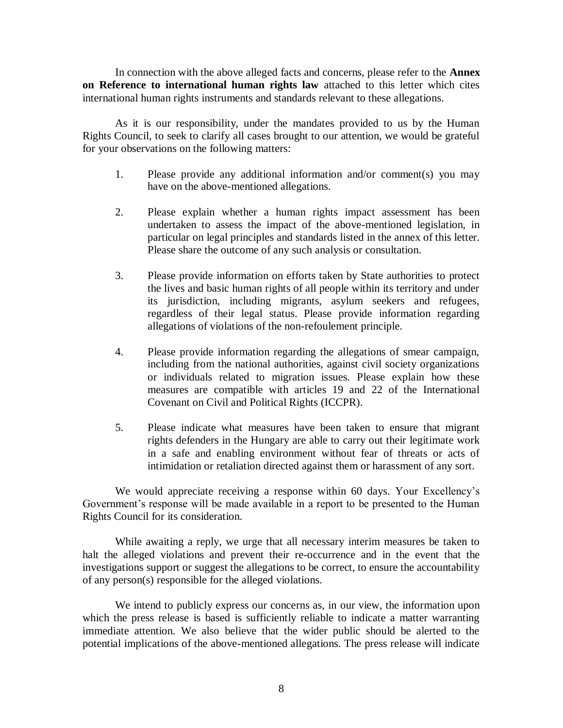In connection with the above alleged facts and concerns, please refer to the **Annex on Reference to international human rights law** attached to this letter which cites international human rights instruments and standards relevant to these allegations.

As it is our responsibility, under the mandates provided to us by the Human Rights Council, to seek to clarify all cases brought to our attention, we would be grateful for your observations on the following matters:

1. Please provide any additional information and/or comment(s) you may have on the above-mentioned allegations.

2. Please explain whether a human rights impact assessment has been undertaken to assess the impact of the above-mentioned legislation, in particular on legal principles and standards listed in the annex of this letter. Please share the outcome of any such analysis or consultation.

3. Please provide information on efforts taken by State authorities to protect the lives and basic human rights of all people within its territory and under its jurisdiction, including migrants, asylum seekers and refugees, regardless of their legal status. Please provide information regarding allegations of violations of the non-refoulement principle.

4. Please provide information regarding the allegations of smear campaign, including from the national authorities, against civil society organizations or individuals related to migration issues. Please explain how these measures are compatible with articles 19 and 22 of the International Covenant on Civil and Political Rights (ICCPR).

5. Please indicate what measures have been taken to ensure that migrant rights defenders in the Hungary are able to carry out their legitimate work in a safe and enabling environment without fear of threats or acts of intimidation or retaliation directed against them or harassment of any sort.

We would appreciate receiving a response within 60 days. Your Excellency's Government's response will be made available in a report to be presented to the Human Rights Council for its consideration.

While awaiting a reply, we urge that all necessary interim measures be taken to halt the alleged violations and prevent their re-occurrence and in the event that the investigations support or suggest the allegations to be correct, to ensure the accountability of any person(s) responsible for the alleged violations.

We intend to publicly express our concerns as, in our view, the information upon which the press release is based is sufficiently reliable to indicate a matter warranting immediate attention. We also believe that the wider public should be alerted to the potential implications of the above-mentioned allegations. The press release will indicate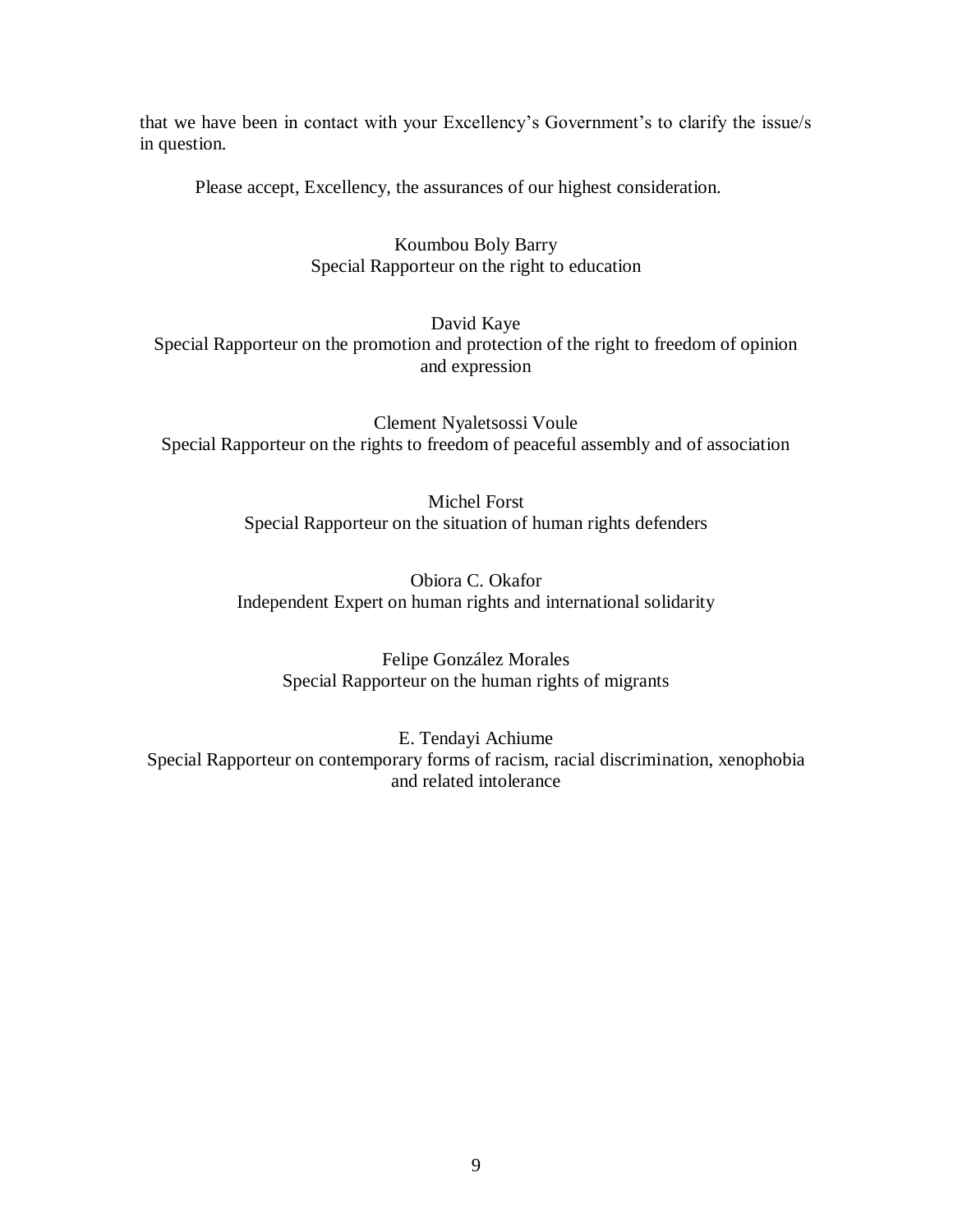that we have been in contact with your Excellency's Government's to clarify the issue/s in question.

Please accept, Excellency, the assurances of our highest consideration.

Koumbou Boly Barry
Special Rapporteur on the right to education

David Kaye
Special Rapporteur on the promotion and protection of the right to freedom of opinion and expression

Clement Nyaletsossi Voule
Special Rapporteur on the rights to freedom of peaceful assembly and of association

Michel Forst
Special Rapporteur on the situation of human rights defenders

Obiora C. Okafor
Independent Expert on human rights and international solidarity

Felipe González Morales
Special Rapporteur on the human rights of migrants

E. Tendayi Achiume
Special Rapporteur on contemporary forms of racism, racial discrimination, xenophobia and related intolerance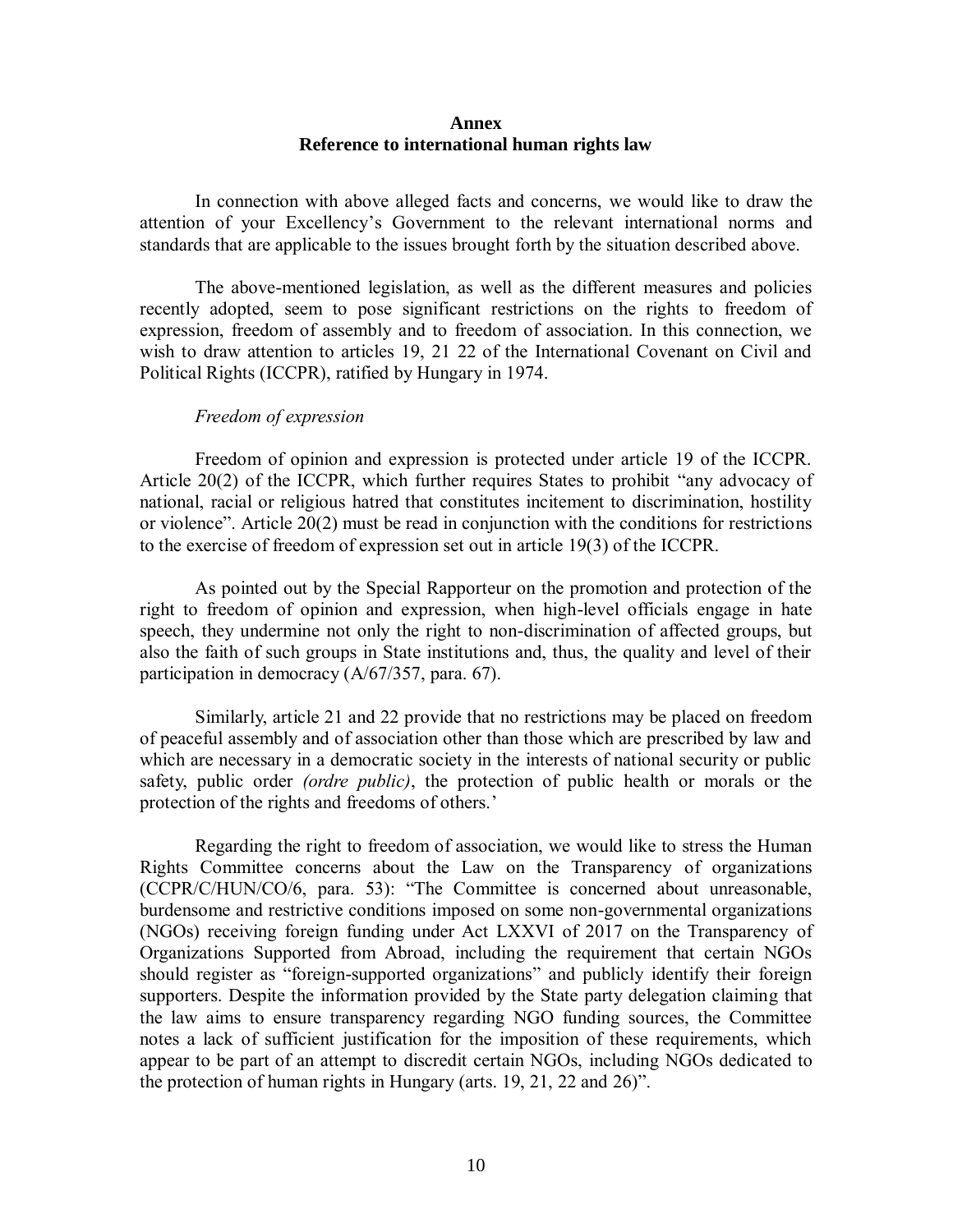## Annex
## Reference to international human rights law

In connection with above alleged facts and concerns, we would like to draw the attention of your Excellency's Government to the relevant international norms and standards that are applicable to the issues brought forth by the situation described above.

The above-mentioned legislation, as well as the different measures and policies recently adopted, seem to pose significant restrictions on the rights to freedom of expression, freedom of assembly and to freedom of association. In this connection, we wish to draw attention to articles 19, 21 22 of the International Covenant on Civil and Political Rights (ICCPR), ratified by Hungary in 1974.

*Freedom of expression*

Freedom of opinion and expression is protected under article 19 of the ICCPR. Article 20(2) of the ICCPR, which further requires States to prohibit "any advocacy of national, racial or religious hatred that constitutes incitement to discrimination, hostility or violence". Article 20(2) must be read in conjunction with the conditions for restrictions to the exercise of freedom of expression set out in article 19(3) of the ICCPR.

As pointed out by the Special Rapporteur on the promotion and protection of the right to freedom of opinion and expression, when high-level officials engage in hate speech, they undermine not only the right to non-discrimination of affected groups, but also the faith of such groups in State institutions and, thus, the quality and level of their participation in democracy (A/67/357, para. 67).

Similarly, article 21 and 22 provide that no restrictions may be placed on freedom of peaceful assembly and of association other than those which are prescribed by law and which are necessary in a democratic society in the interests of national security or public safety, public order *(ordre public)*, the protection of public health or morals or the protection of the rights and freedoms of others.'

Regarding the right to freedom of association, we would like to stress the Human Rights Committee concerns about the Law on the Transparency of organizations (CCPR/C/HUN/CO/6, para. 53): "The Committee is concerned about unreasonable, burdensome and restrictive conditions imposed on some non-governmental organizations (NGOs) receiving foreign funding under Act LXXVI of 2017 on the Transparency of Organizations Supported from Abroad, including the requirement that certain NGOs should register as "foreign-supported organizations" and publicly identify their foreign supporters. Despite the information provided by the State party delegation claiming that the law aims to ensure transparency regarding NGO funding sources, the Committee notes a lack of sufficient justification for the imposition of these requirements, which appear to be part of an attempt to discredit certain NGOs, including NGOs dedicated to the protection of human rights in Hungary (arts. 19, 21, 22 and 26)".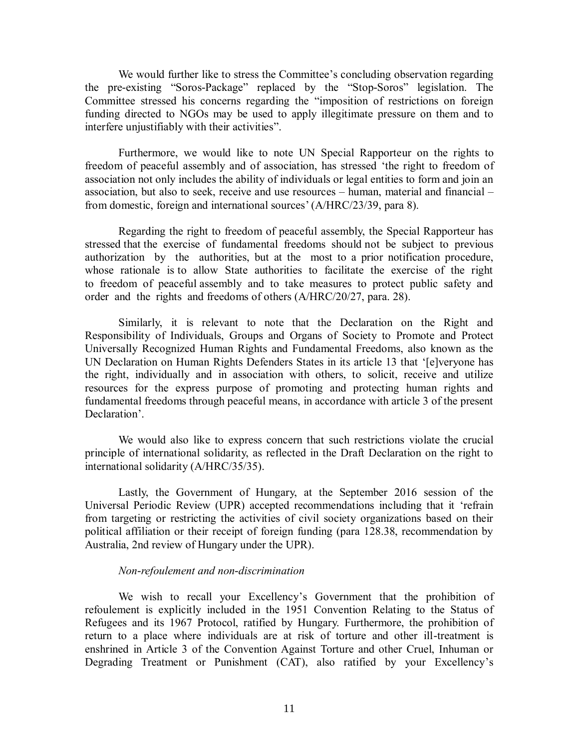We would further like to stress the Committee's concluding observation regarding the pre-existing "Soros-Package" replaced by the "Stop-Soros" legislation. The Committee stressed his concerns regarding the "imposition of restrictions on foreign funding directed to NGOs may be used to apply illegitimate pressure on them and to interfere unjustifiably with their activities".

Furthermore, we would like to note UN Special Rapporteur on the rights to freedom of peaceful assembly and of association, has stressed 'the right to freedom of association not only includes the ability of individuals or legal entities to form and join an association, but also to seek, receive and use resources – human, material and financial – from domestic, foreign and international sources' (A/HRC/23/39, para 8).

Regarding the right to freedom of peaceful assembly, the Special Rapporteur has stressed that the exercise of fundamental freedoms should not be subject to previous authorization by the authorities, but at the most to a prior notification procedure, whose rationale is to allow State authorities to facilitate the exercise of the right to freedom of peaceful assembly and to take measures to protect public safety and order and the rights and freedoms of others (A/HRC/20/27, para. 28).

Similarly, it is relevant to note that the Declaration on the Right and Responsibility of Individuals, Groups and Organs of Society to Promote and Protect Universally Recognized Human Rights and Fundamental Freedoms, also known as the UN Declaration on Human Rights Defenders States in its article 13 that '[e]veryone has the right, individually and in association with others, to solicit, receive and utilize resources for the express purpose of promoting and protecting human rights and fundamental freedoms through peaceful means, in accordance with article 3 of the present Declaration'.

We would also like to express concern that such restrictions violate the crucial principle of international solidarity, as reflected in the Draft Declaration on the right to international solidarity (A/HRC/35/35).

Lastly, the Government of Hungary, at the September 2016 session of the Universal Periodic Review (UPR) accepted recommendations including that it 'refrain from targeting or restricting the activities of civil society organizations based on their political affiliation or their receipt of foreign funding (para 128.38, recommendation by Australia, 2nd review of Hungary under the UPR).

*Non-refoulement and non-discrimination*

We wish to recall your Excellency's Government that the prohibition of refoulement is explicitly included in the 1951 Convention Relating to the Status of Refugees and its 1967 Protocol, ratified by Hungary. Furthermore, the prohibition of return to a place where individuals are at risk of torture and other ill-treatment is enshrined in Article 3 of the Convention Against Torture and other Cruel, Inhuman or Degrading Treatment or Punishment (CAT), also ratified by your Excellency's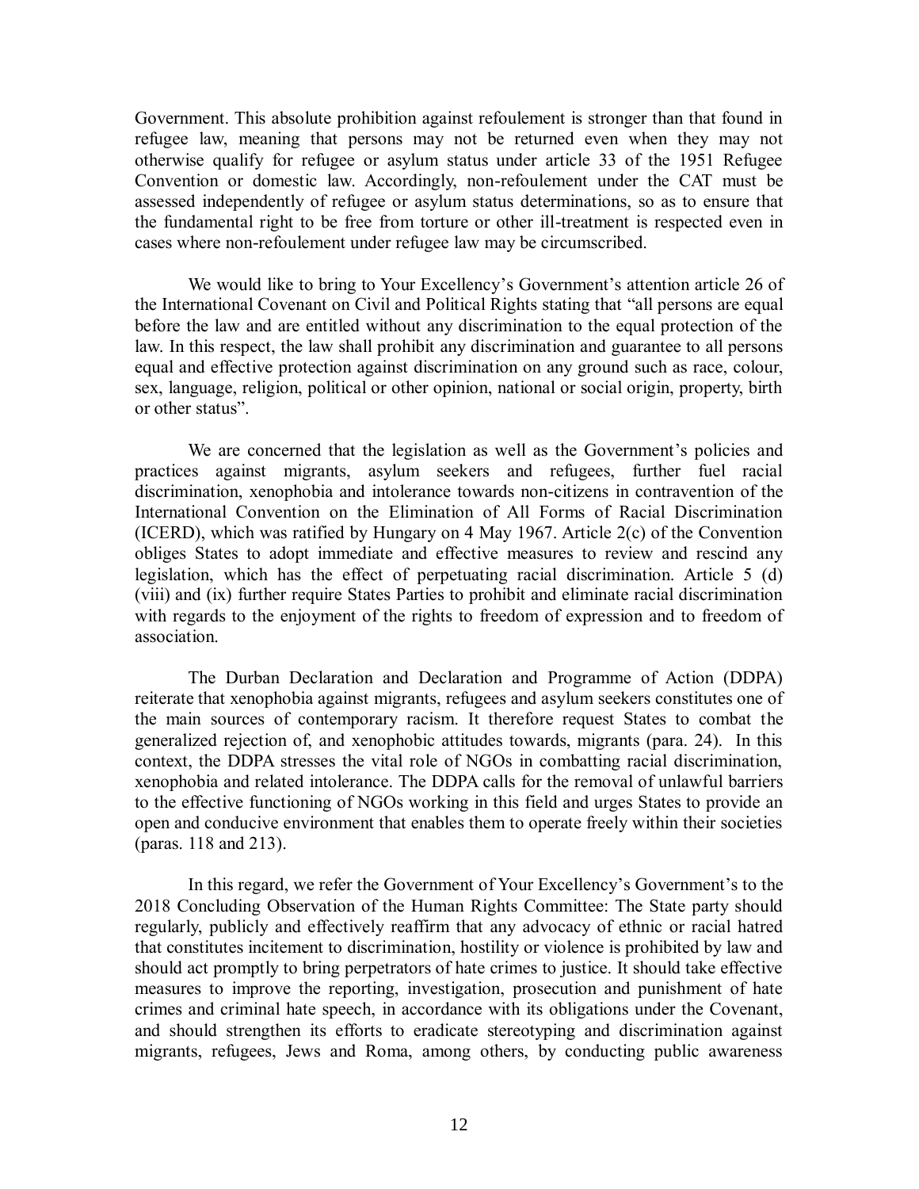Government. This absolute prohibition against refoulement is stronger than that found in refugee law, meaning that persons may not be returned even when they may not otherwise qualify for refugee or asylum status under article 33 of the 1951 Refugee Convention or domestic law. Accordingly, non-refoulement under the CAT must be assessed independently of refugee or asylum status determinations, so as to ensure that the fundamental right to be free from torture or other ill-treatment is respected even in cases where non-refoulement under refugee law may be circumscribed.

We would like to bring to Your Excellency's Government's attention article 26 of the International Covenant on Civil and Political Rights stating that "all persons are equal before the law and are entitled without any discrimination to the equal protection of the law. In this respect, the law shall prohibit any discrimination and guarantee to all persons equal and effective protection against discrimination on any ground such as race, colour, sex, language, religion, political or other opinion, national or social origin, property, birth or other status".

We are concerned that the legislation as well as the Government's policies and practices against migrants, asylum seekers and refugees, further fuel racial discrimination, xenophobia and intolerance towards non-citizens in contravention of the International Convention on the Elimination of All Forms of Racial Discrimination (ICERD), which was ratified by Hungary on 4 May 1967. Article 2(c) of the Convention obliges States to adopt immediate and effective measures to review and rescind any legislation, which has the effect of perpetuating racial discrimination. Article 5 (d) (viii) and (ix) further require States Parties to prohibit and eliminate racial discrimination with regards to the enjoyment of the rights to freedom of expression and to freedom of association.

The Durban Declaration and Declaration and Programme of Action (DDPA) reiterate that xenophobia against migrants, refugees and asylum seekers constitutes one of the main sources of contemporary racism. It therefore request States to combat the generalized rejection of, and xenophobic attitudes towards, migrants (para. 24). In this context, the DDPA stresses the vital role of NGOs in combatting racial discrimination, xenophobia and related intolerance. The DDPA calls for the removal of unlawful barriers to the effective functioning of NGOs working in this field and urges States to provide an open and conducive environment that enables them to operate freely within their societies (paras. 118 and 213).

In this regard, we refer the Government of Your Excellency's Government's to the 2018 Concluding Observation of the Human Rights Committee: The State party should regularly, publicly and effectively reaffirm that any advocacy of ethnic or racial hatred that constitutes incitement to discrimination, hostility or violence is prohibited by law and should act promptly to bring perpetrators of hate crimes to justice. It should take effective measures to improve the reporting, investigation, prosecution and punishment of hate crimes and criminal hate speech, in accordance with its obligations under the Covenant, and should strengthen its efforts to eradicate stereotyping and discrimination against migrants, refugees, Jews and Roma, among others, by conducting public awareness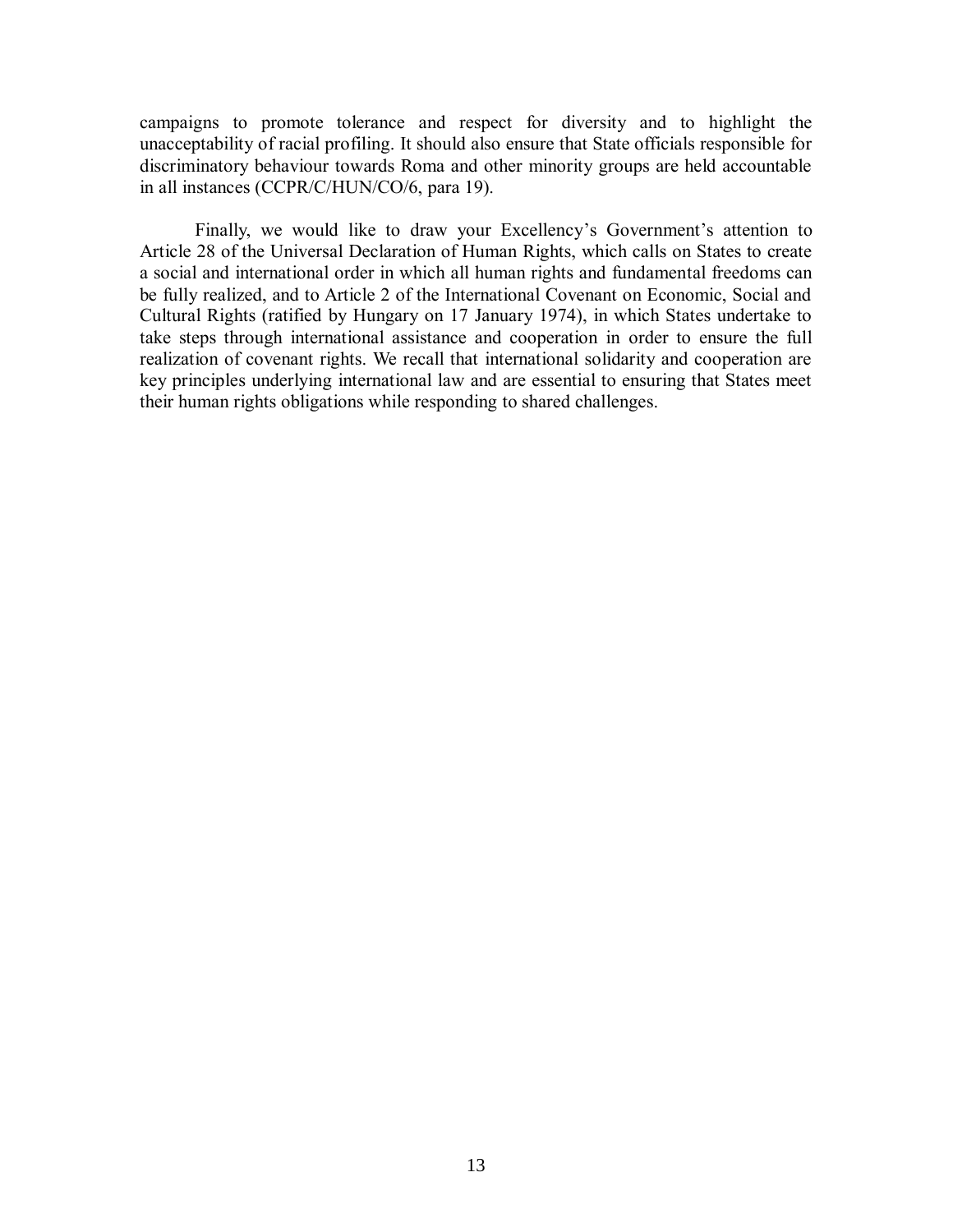campaigns to promote tolerance and respect for diversity and to highlight the unacceptability of racial profiling. It should also ensure that State officials responsible for discriminatory behaviour towards Roma and other minority groups are held accountable in all instances (CCPR/C/HUN/CO/6, para 19).

Finally, we would like to draw your Excellency's Government's attention to Article 28 of the Universal Declaration of Human Rights, which calls on States to create a social and international order in which all human rights and fundamental freedoms can be fully realized, and to Article 2 of the International Covenant on Economic, Social and Cultural Rights (ratified by Hungary on 17 January 1974), in which States undertake to take steps through international assistance and cooperation in order to ensure the full realization of covenant rights. We recall that international solidarity and cooperation are key principles underlying international law and are essential to ensuring that States meet their human rights obligations while responding to shared challenges.